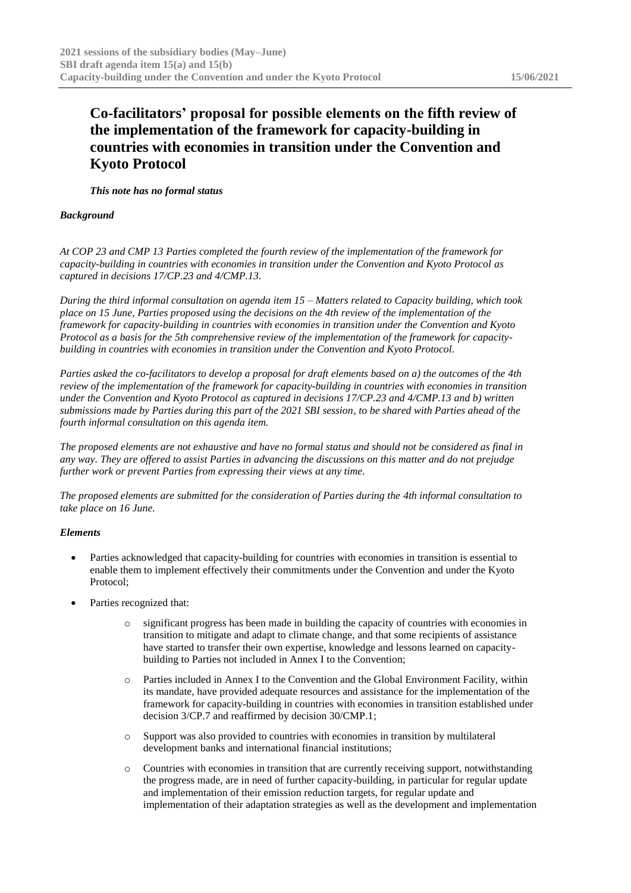# Co-facilitators' proposal for possible elements on the fifth review of the implementation of the framework for capacity-building in countries with economies in transition under the Convention and Kyoto Protocol

***This note has no formal status***

***Background***

*At COP 23 and CMP 13 Parties completed the fourth review of the implementation of the framework for capacity-building in countries with economies in transition under the Convention and Kyoto Protocol as captured in decisions 17/CP.23 and 4/CMP.13.*

*During the third informal consultation on agenda item 15 – Matters related to Capacity building, which took place on 15 June, Parties proposed using the decisions on the 4th review of the implementation of the framework for capacity-building in countries with economies in transition under the Convention and Kyoto Protocol as a basis for the 5th comprehensive review of the implementation of the framework for capacity-building in countries with economies in transition under the Convention and Kyoto Protocol.*

*Parties asked the co-facilitators to develop a proposal for draft elements based on a) the outcomes of the 4th review of the implementation of the framework for capacity-building in countries with economies in transition under the Convention and Kyoto Protocol as captured in decisions 17/CP.23 and 4/CMP.13 and b) written submissions made by Parties during this part of the 2021 SBI session, to be shared with Parties ahead of the fourth informal consultation on this agenda item.*

*The proposed elements are not exhaustive and have no formal status and should not be considered as final in any way. They are offered to assist Parties in advancing the discussions on this matter and do not prejudge further work or prevent Parties from expressing their views at any time.*

*The proposed elements are submitted for the consideration of Parties during the 4th informal consultation to take place on 16 June.*

***Elements***

- Parties acknowledged that capacity-building for countries with economies in transition is essential to enable them to implement effectively their commitments under the Convention and under the Kyoto Protocol;
- Parties recognized that:
  - significant progress has been made in building the capacity of countries with economies in transition to mitigate and adapt to climate change, and that some recipients of assistance have started to transfer their own expertise, knowledge and lessons learned on capacity-building to Parties not included in Annex I to the Convention;
  - Parties included in Annex I to the Convention and the Global Environment Facility, within its mandate, have provided adequate resources and assistance for the implementation of the framework for capacity-building in countries with economies in transition established under decision 3/CP.7 and reaffirmed by decision 30/CMP.1;
  - Support was also provided to countries with economies in transition by multilateral development banks and international financial institutions;
  - Countries with economies in transition that are currently receiving support, notwithstanding the progress made, are in need of further capacity-building, in particular for regular update and implementation of their emission reduction targets, for regular update and implementation of their adaptation strategies as well as the development and implementation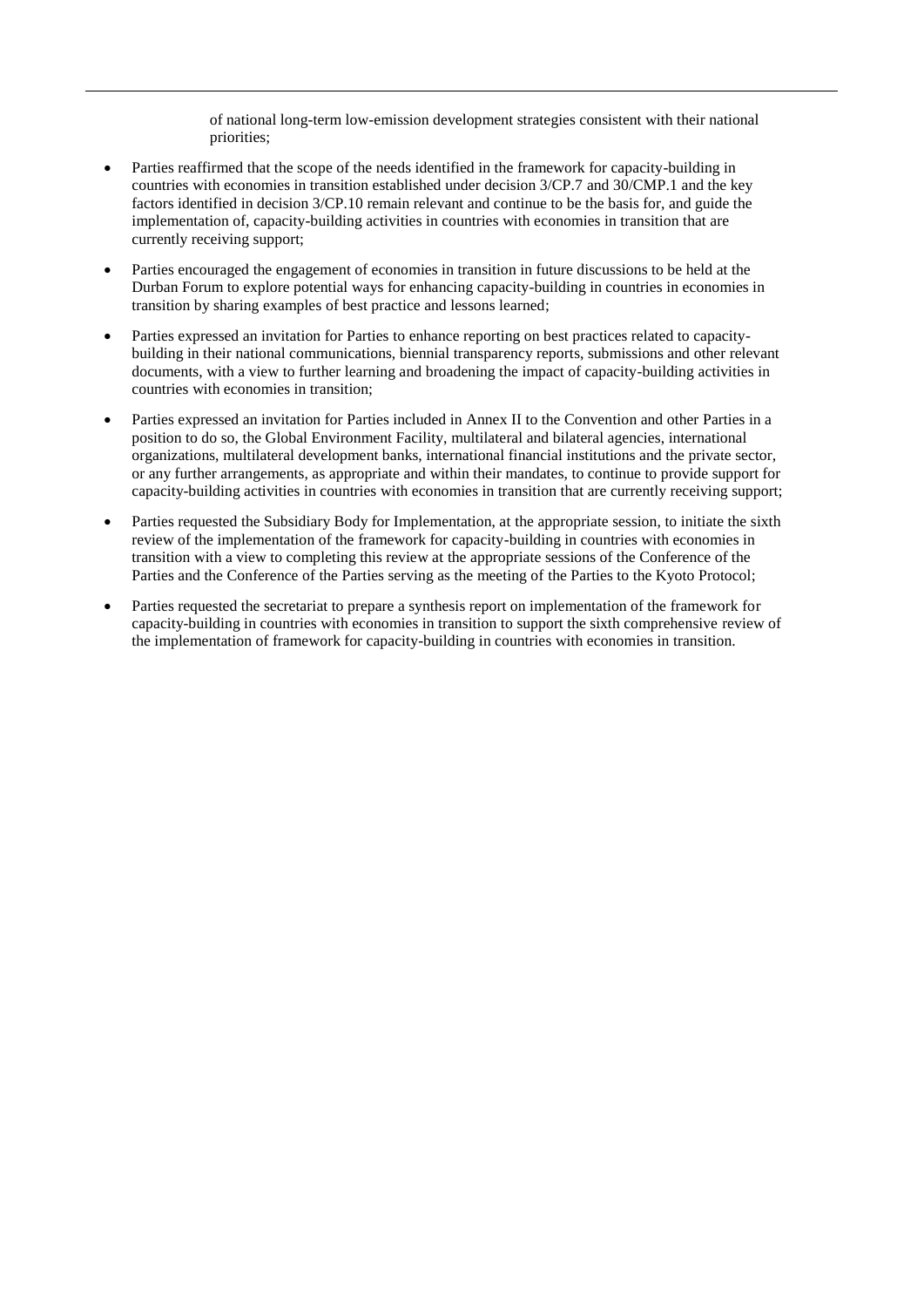of national long-term low-emission development strategies consistent with their national priorities;

- Parties reaffirmed that the scope of the needs identified in the framework for capacity-building in countries with economies in transition established under decision 3/CP.7 and 30/CMP.1 and the key factors identified in decision 3/CP.10 remain relevant and continue to be the basis for, and guide the implementation of, capacity-building activities in countries with economies in transition that are currently receiving support;
- Parties encouraged the engagement of economies in transition in future discussions to be held at the Durban Forum to explore potential ways for enhancing capacity-building in countries in economies in transition by sharing examples of best practice and lessons learned;
- Parties expressed an invitation for Parties to enhance reporting on best practices related to capacity-building in their national communications, biennial transparency reports, submissions and other relevant documents, with a view to further learning and broadening the impact of capacity-building activities in countries with economies in transition;
- Parties expressed an invitation for Parties included in Annex II to the Convention and other Parties in a position to do so, the Global Environment Facility, multilateral and bilateral agencies, international organizations, multilateral development banks, international financial institutions and the private sector, or any further arrangements, as appropriate and within their mandates, to continue to provide support for capacity-building activities in countries with economies in transition that are currently receiving support;
- Parties requested the Subsidiary Body for Implementation, at the appropriate session, to initiate the sixth review of the implementation of the framework for capacity-building in countries with economies in transition with a view to completing this review at the appropriate sessions of the Conference of the Parties and the Conference of the Parties serving as the meeting of the Parties to the Kyoto Protocol;
- Parties requested the secretariat to prepare a synthesis report on implementation of the framework for capacity-building in countries with economies in transition to support the sixth comprehensive review of the implementation of framework for capacity-building in countries with economies in transition.